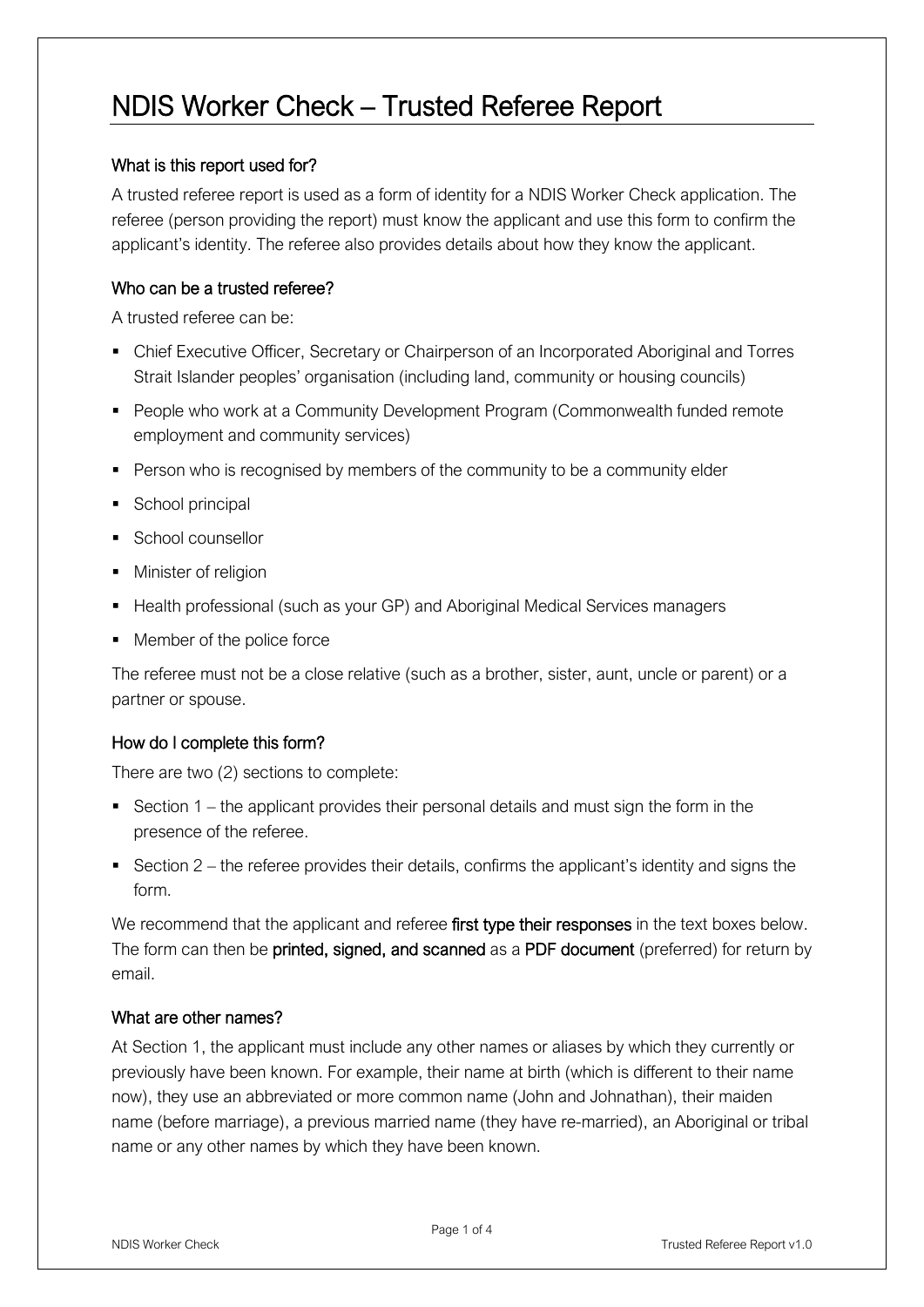# NDIS Worker Check – Trusted Referee Report

## What is this report used for?

A trusted referee report is used as a form of identity for a NDIS Worker Check application. The referee (person providing the report) must know the applicant and use this form to confirm the applicant's identity. The referee also provides details about how they know the applicant.

## Who can be a trusted referee?

A trusted referee can be:

- Chief Executive Officer, Secretary or Chairperson of an Incorporated Aboriginal and Torres Strait Islander peoples' organisation (including land, community or housing councils)
- People who work at a Community Development Program (Commonwealth funded remote employment and community services)
- Person who is recognised by members of the community to be a community elder
- School principal
- School counsellor
- Minister of religion
- Health professional (such as your GP) and Aboriginal Medical Services managers
- Member of the police force

The referee must not be a close relative (such as a brother, sister, aunt, uncle or parent) or a partner or spouse.

## How do I complete this form?

There are two (2) sections to complete:

- Section 1 – the applicant provides their personal details and must sign the form in the presence of the referee.
- Section 2 – the referee provides their details, confirms the applicant's identity and signs the form.

We recommend that the applicant and referee **first type their responses** in the text boxes below. The form can then be **printed, signed, and scanned** as a **PDF document** (preferred) for return by email.

## What are other names?

At Section 1, the applicant must include any other names or aliases by which they currently or previously have been known. For example, their name at birth (which is different to their name now), they use an abbreviated or more common name (John and Johnathan), their maiden name (before marriage), a previous married name (they have re-married), an Aboriginal or tribal name or any other names by which they have been known.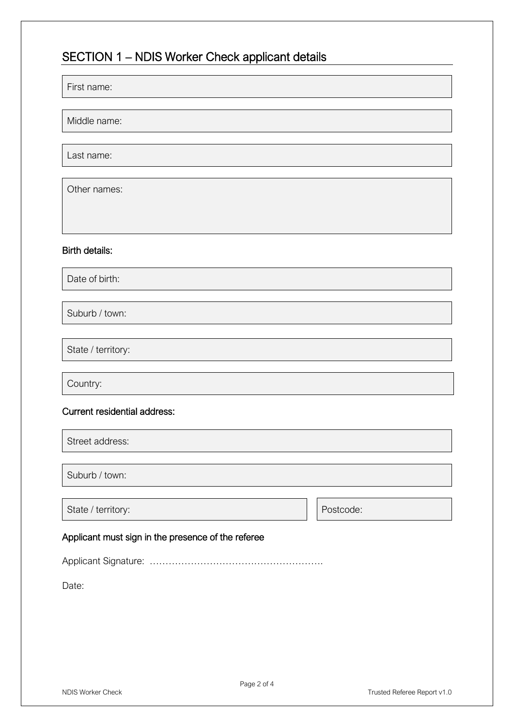## SECTION 1 – NDIS Worker Check applicant details

First name:

Middle name:

Last name:

Other names:

### Birth details:

Date of birth:

Suburb / town:

State / territory:

Country:

### Current residential address:

Street address:

Suburb / town:

State / territory:

Postcode:

### Applicant must sign in the presence of the referee

Applicant Signature: ……………………………………………….

Date: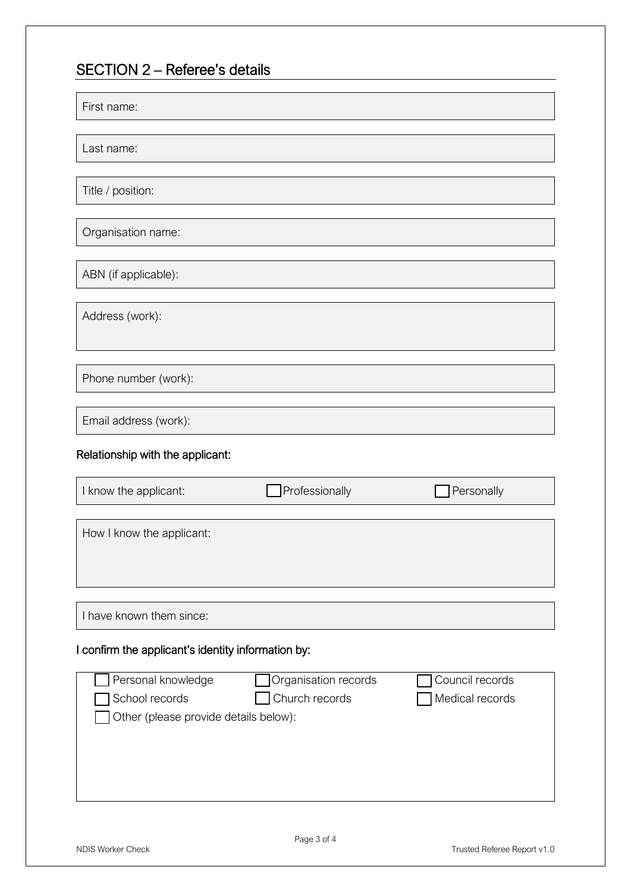## SECTION 2 – Referee's details

First name:

Last name:

Title / position:

Organisation name:

ABN (if applicable):

Address (work):

Phone number (work):

Email address (work):

### Relationship with the applicant:

I know the applicant: ☐ Professionally ☐ Personally

How I know the applicant:

I have known them since:

### I confirm the applicant's identity information by:

☐ Personal knowledge ☐ Organisation records ☐ Council records

☐ School records ☐ Church records ☐ Medical records

☐ Other (please provide details below):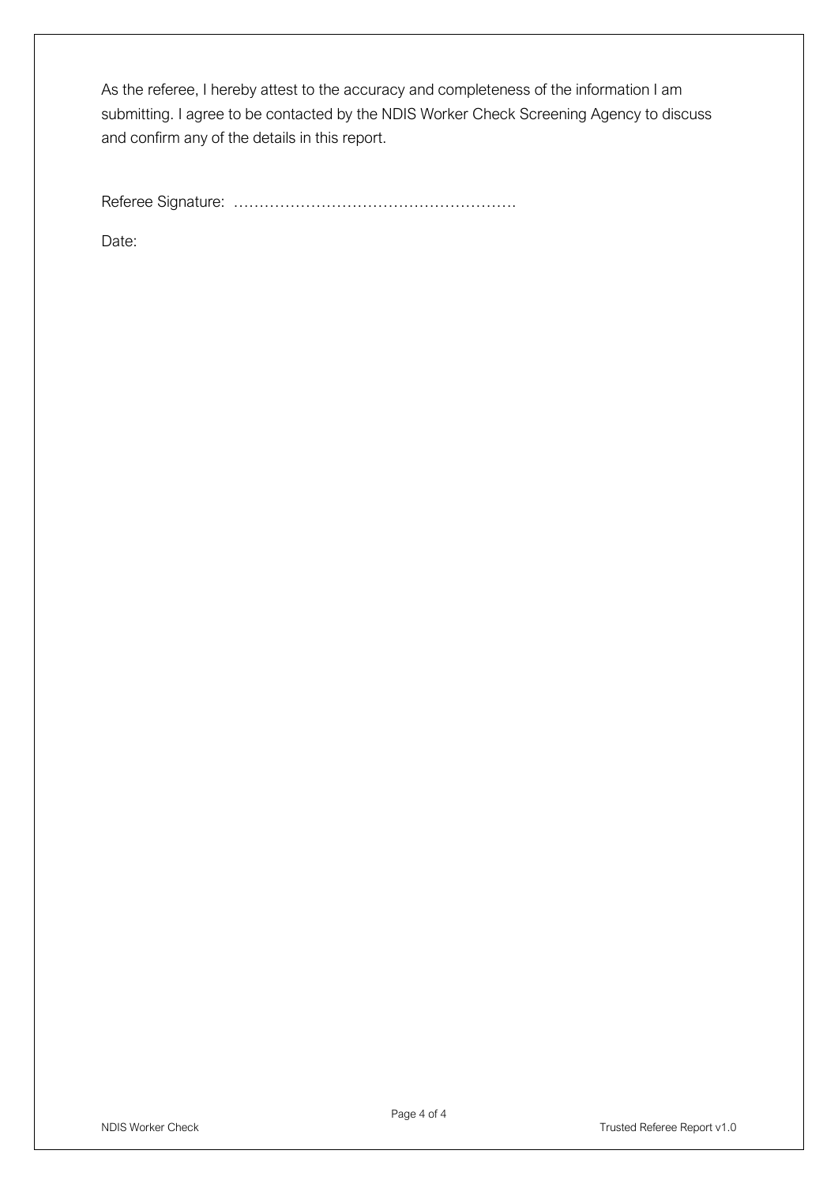As the referee, I hereby attest to the accuracy and completeness of the information I am submitting. I agree to be contacted by the NDIS Worker Check Screening Agency to discuss and confirm any of the details in this report.

Referee Signature: ……………………………………………….

Date: